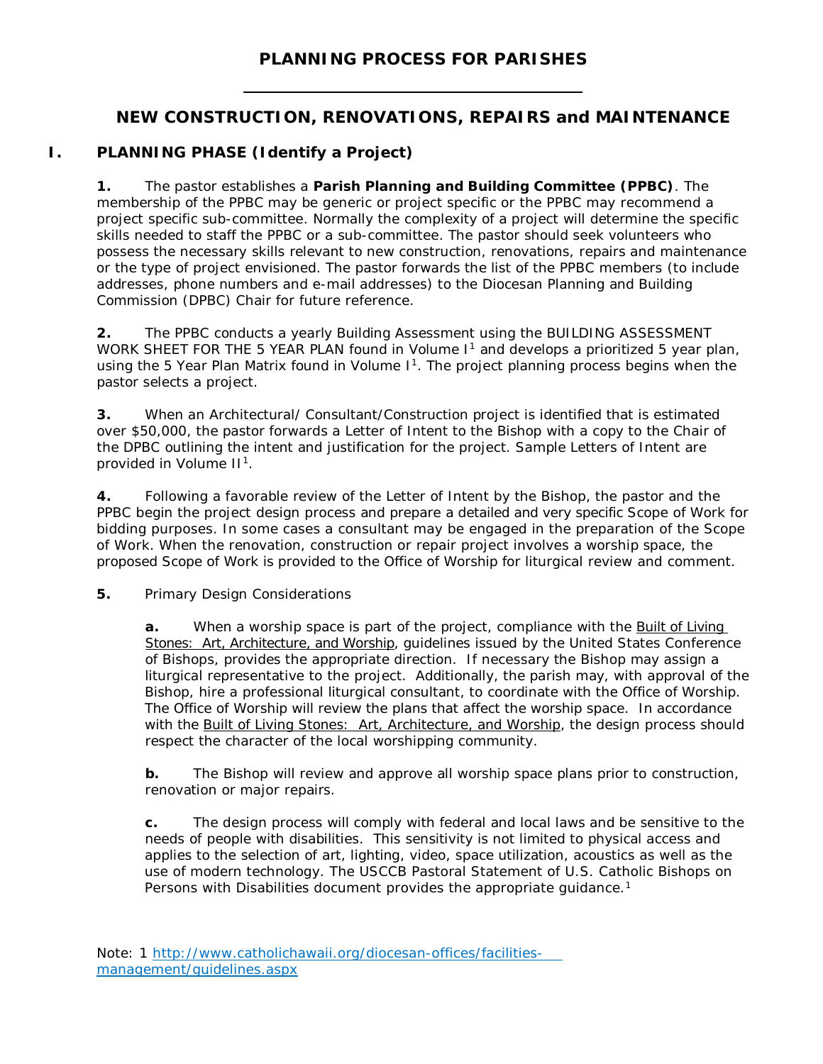# PLANNING PROCESS FOR PARISHES

---

## NEW CONSTRUCTION, RENOVATIONS, REPAIRS and MAINTENANCE

## I. PLANNING PHASE (Identify a Project)

**1.** The pastor establishes a **Parish Planning and Building Committee (PPBC)**. The membership of the PPBC may be generic or project specific or the PPBC may recommend a project specific sub-committee. Normally the complexity of a project will determine the specific skills needed to staff the PPBC or a sub-committee. The pastor should seek volunteers who possess the necessary skills relevant to new construction, renovations, repairs and maintenance or the type of project envisioned. The pastor forwards the list of the PPBC members (to include addresses, phone numbers and e-mail addresses) to the Diocesan Planning and Building Commission (DPBC) Chair for future reference.

**2.** The PPBC conducts a yearly Building Assessment using the BUILDING ASSESSMENT WORK SHEET FOR THE 5 YEAR PLAN found in Volume I[1] and develops a prioritized 5 year plan, using the 5 Year Plan Matrix found in Volume I[1]. The project planning process begins when the pastor selects a project.

**3.** When an Architectural/ Consultant/Construction project is identified that is estimated over $50,000, the pastor forwards a Letter of Intent to the Bishop with a copy to the Chair of the DPBC outlining the intent and justification for the project. Sample Letters of Intent are provided in Volume II[1].

**4.** Following a favorable review of the Letter of Intent by the Bishop, the pastor and the PPBC begin the project design process and prepare a detailed and very specific Scope of Work for bidding purposes. In some cases a consultant may be engaged in the preparation of the Scope of Work. When the renovation, construction or repair project involves a worship space, the proposed Scope of Work is provided to the Office of Worship for liturgical review and comment.

**5.** Primary Design Considerations

> **a.** When a worship space is part of the project, compliance with the Built of Living Stones: Art, Architecture, and Worship, guidelines issued by the United States Conference of Bishops, provides the appropriate direction. If necessary the Bishop may assign a liturgical representative to the project. Additionally, the parish may, with approval of the Bishop, hire a professional liturgical consultant, to coordinate with the Office of Worship. The Office of Worship will review the plans that affect the worship space. In accordance with the Built of Living Stones: Art, Architecture, and Worship, the design process should respect the character of the local worshipping community.
>
> **b.** The Bishop will review and approve all worship space plans prior to construction, renovation or major repairs.
>
> **c.** The design process will comply with federal and local laws and be sensitive to the needs of people with disabilities. This sensitivity is not limited to physical access and applies to the selection of art, lighting, video, space utilization, acoustics as well as the use of modern technology. The USCCB Pastoral Statement of U.S. Catholic Bishops on Persons with Disabilities document provides the appropriate guidance.[1]

Note: 1 http://www.catholichawaii.org/diocesan-offices/facilities-management/guidelines.aspx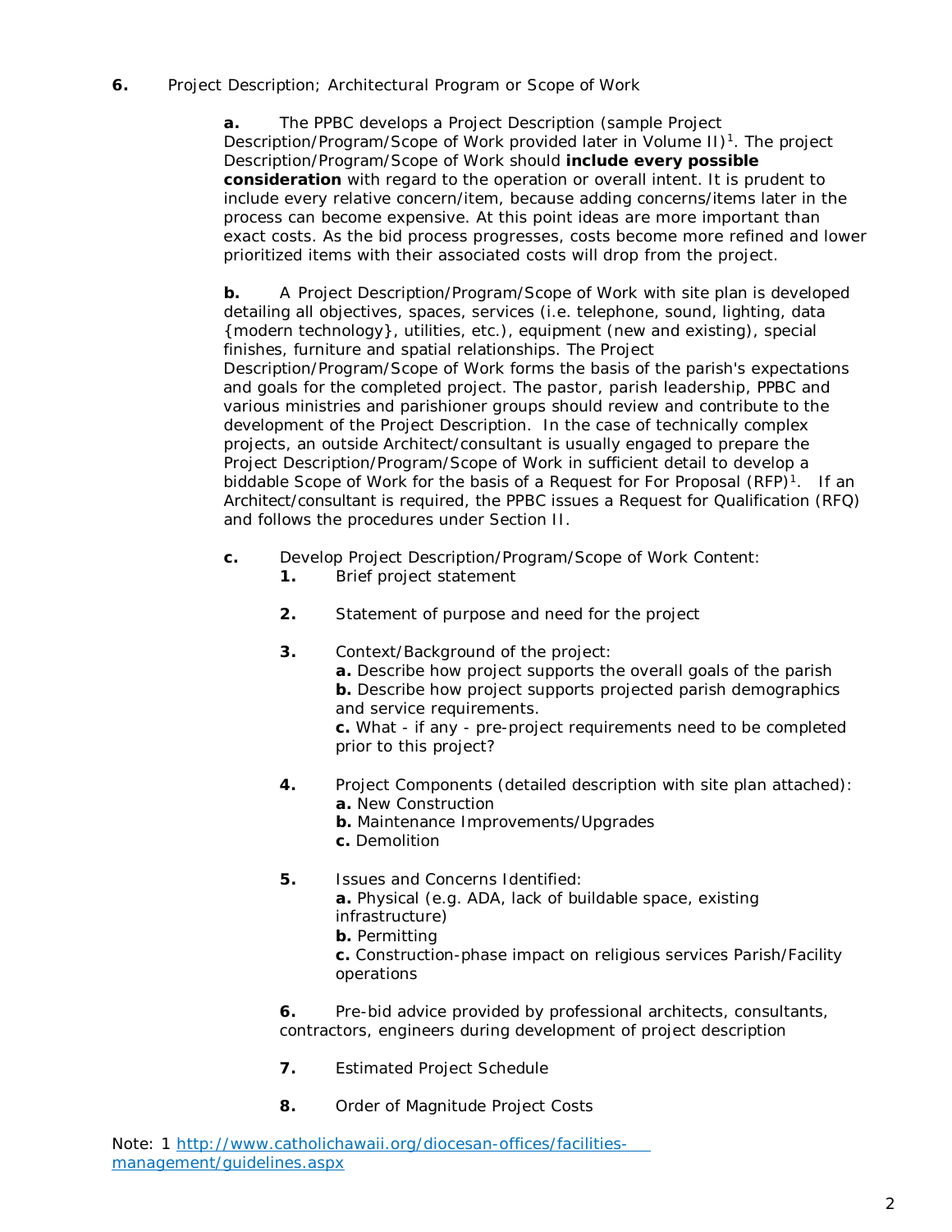**6.** Project Description; Architectural Program or Scope of Work

**a.** The PPBC develops a Project Description (sample Project Description/Program/Scope of Work provided later in Volume II)[1]. The project Description/Program/Scope of Work should **include every possible consideration** with regard to the operation or overall intent. It is prudent to include every relative concern/item, because adding concerns/items later in the process can become expensive. At this point ideas are more important than exact costs. As the bid process progresses, costs become more refined and lower prioritized items with their associated costs will drop from the project.

**b.** A Project Description/Program/Scope of Work with site plan is developed detailing all objectives, spaces, services (i.e. telephone, sound, lighting, data {modern technology}, utilities, etc.), equipment (new and existing), special finishes, furniture and spatial relationships. The Project Description/Program/Scope of Work forms the basis of the parish's expectations and goals for the completed project. The pastor, parish leadership, PPBC and various ministries and parishioner groups should review and contribute to the development of the Project Description. In the case of technically complex projects, an outside Architect/consultant is usually engaged to prepare the Project Description/Program/Scope of Work in sufficient detail to develop a biddable Scope of Work for the basis of a Request for For Proposal (RFP)[1]. If an Architect/consultant is required, the PPBC issues a Request for Qualification (RFQ) and follows the procedures under Section II.

**c.** Develop Project Description/Program/Scope of Work Content:

**1.** Brief project statement

**2.** Statement of purpose and need for the project

**3.** Context/Background of the project:
**a.** Describe how project supports the overall goals of the parish
**b.** Describe how project supports projected parish demographics and service requirements.
**c.** What - if any - pre-project requirements need to be completed prior to this project?

**4.** Project Components (detailed description with site plan attached):
**a.** New Construction
**b.** Maintenance Improvements/Upgrades
**c.** Demolition

**5.** Issues and Concerns Identified:
**a.** Physical (e.g. ADA, lack of buildable space, existing infrastructure)
**b.** Permitting
**c.** Construction-phase impact on religious services Parish/Facility operations

**6.** Pre-bid advice provided by professional architects, consultants, contractors, engineers during development of project description

**7.** Estimated Project Schedule

**8.** Order of Magnitude Project Costs

Note: 1 [http://www.catholichawaii.org/diocesan-offices/facilities-management/guidelines.aspx](http://www.catholichawaii.org/diocesan-offices/facilities-management/guidelines.aspx)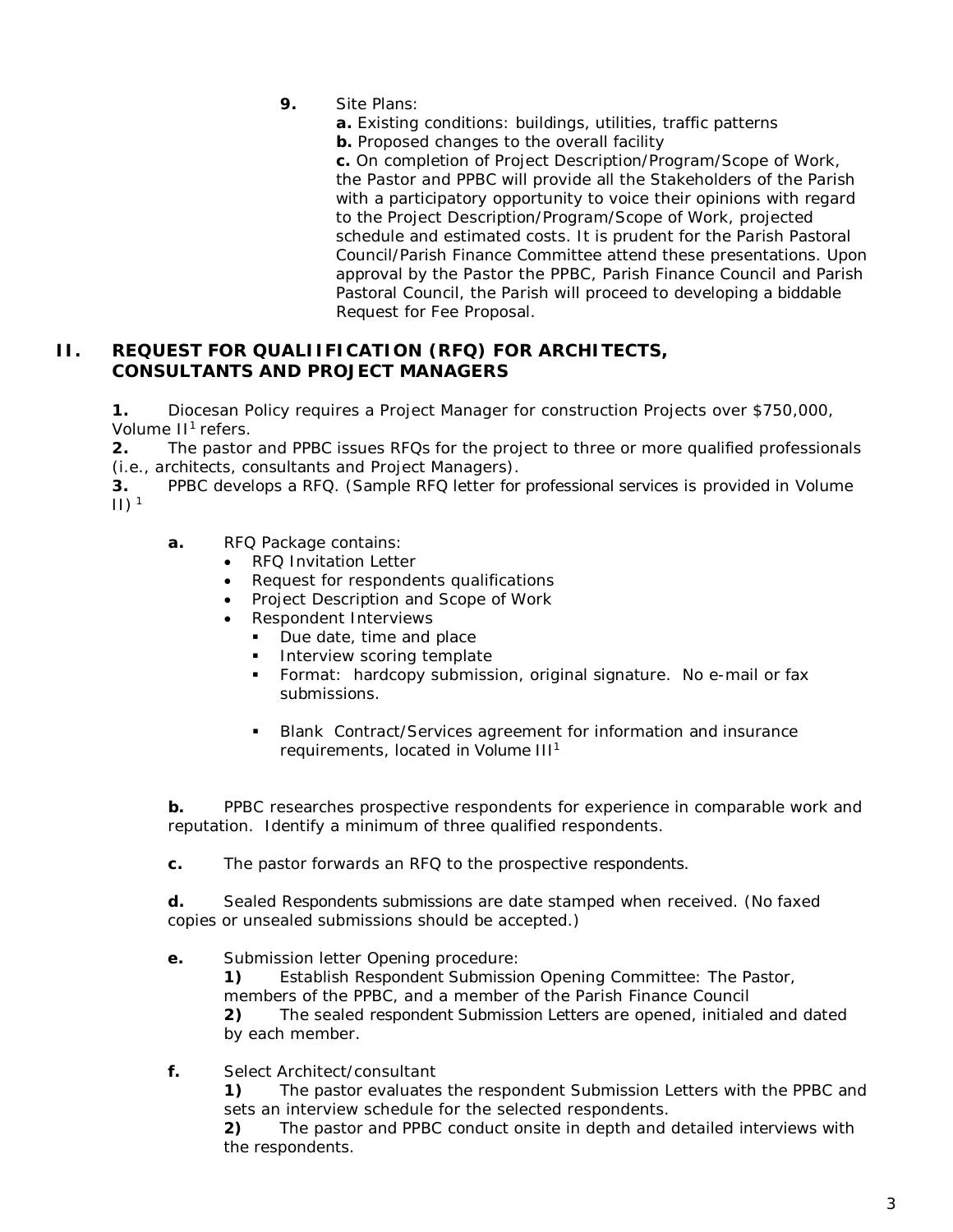**9.** Site Plans:

**a.** Existing conditions: buildings, utilities, traffic patterns

**b.** Proposed changes to the overall facility

**c.** On completion of Project Description/Program/Scope of Work, the Pastor and PPBC will provide all the Stakeholders of the Parish with a participatory opportunity to voice their opinions with regard to the Project Description/Program/Scope of Work, projected schedule and estimated costs. It is prudent for the Parish Pastoral Council/Parish Finance Committee attend these presentations. Upon approval by the Pastor the PPBC, Parish Finance Council and Parish Pastoral Council, the Parish will proceed to developing a biddable Request for Fee Proposal.

## II. REQUEST FOR QUALIIFICATION (RFQ) FOR ARCHITECTS, CONSULTANTS AND PROJECT MANAGERS

**1.** Diocesan Policy requires a Project Manager for construction Projects over $750,000, Volume II[1] refers.

**2.** The pastor and PPBC issues RFQs for the project to three or more qualified professionals (i.e., architects, consultants and Project Managers).

**3.** PPBC develops a RFQ. (Sample RFQ letter for professional services is provided in Volume II) [1]

**a.** RFQ Package contains:

- RFQ Invitation Letter
- Request for respondents qualifications
- Project Description and Scope of Work
- Respondent Interviews
  - Due date, time and place
  - Interview scoring template
  - Format: hardcopy submission, original signature. No e-mail or fax submissions.
  - Blank Contract/Services agreement for information and insurance requirements, located in Volume III[1]

**b.** PPBC researches prospective respondents for experience in comparable work and reputation. Identify a minimum of three qualified respondents.

**c.** The pastor forwards an RFQ to the prospective respondents.

**d.** Sealed Respondents submissions are date stamped when received. (No faxed copies or unsealed submissions should be accepted.)

**e.** Submission letter Opening procedure:

**1)** Establish Respondent Submission Opening Committee: The Pastor, members of the PPBC, and a member of the Parish Finance Council

**2)** The sealed respondent Submission Letters are opened, initialed and dated by each member.

**f.** Select Architect/consultant

**1)** The pastor evaluates the respondent Submission Letters with the PPBC and sets an interview schedule for the selected respondents.

**2)** The pastor and PPBC conduct onsite in depth and detailed interviews with the respondents.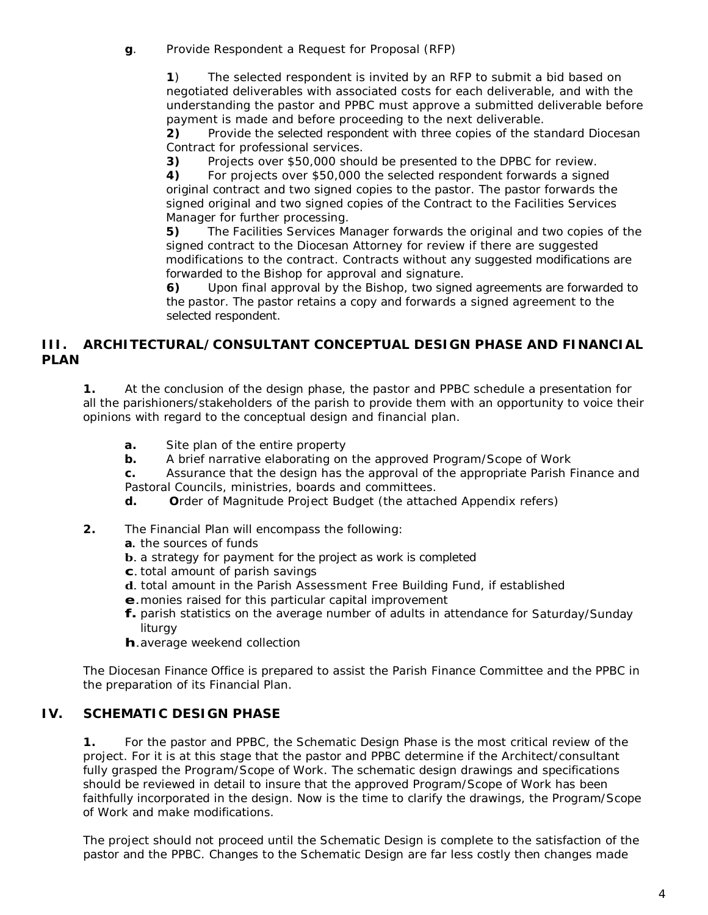**g**. Provide Respondent a Request for Proposal (RFP)

**1**) The selected respondent is invited by an RFP to submit a bid based on negotiated deliverables with associated costs for each deliverable, and with the understanding the pastor and PPBC must approve a submitted deliverable before payment is made and before proceeding to the next deliverable.
**2)** Provide the selected respondent with three copies of the standard Diocesan Contract for professional services.
**3)** Projects over $50,000 should be presented to the DPBC for review.
**4)** For projects over $50,000 the selected respondent forwards a signed original contract and two signed copies to the pastor. The pastor forwards the signed original and two signed copies of the Contract to the Facilities Services Manager for further processing.
**5)** The Facilities Services Manager forwards the original and two copies of the signed contract to the Diocesan Attorney for review if there are suggested modifications to the contract. Contracts without any suggested modifications are forwarded to the Bishop for approval and signature.
**6)** Upon final approval by the Bishop, two signed agreements are forwarded to the pastor. The pastor retains a copy and forwards a signed agreement to the selected respondent.

## III. ARCHITECTURAL/CONSULTANT CONCEPTUAL DESIGN PHASE AND FINANCIAL PLAN

**1.** At the conclusion of the design phase, the pastor and PPBC schedule a presentation for all the parishioners/stakeholders of the parish to provide them with an opportunity to voice their opinions with regard to the conceptual design and financial plan.

- **a.** Site plan of the entire property
- **b.** A brief narrative elaborating on the approved Program/Scope of Work
- **c.** Assurance that the design has the approval of the appropriate Parish Finance and Pastoral Councils, ministries, boards and committees.
- **d.** **O**rder of Magnitude Project Budget (the attached Appendix refers)

**2.** The Financial Plan will encompass the following:

- **a**. the sources of funds
- **b**. a strategy for payment for the project as work is completed
- **c**. total amount of parish savings
- **d**. total amount in the Parish Assessment Free Building Fund, if established
- **e**. monies raised for this particular capital improvement
- **f.** parish statistics on the average number of adults in attendance for Saturday/Sunday liturgy
- **h**. average weekend collection

The Diocesan Finance Office is prepared to assist the Parish Finance Committee and the PPBC in the preparation of its Financial Plan.

## IV. SCHEMATIC DESIGN PHASE

**1.** For the pastor and PPBC, the Schematic Design Phase is the most critical review of the project. For it is at this stage that the pastor and PPBC determine if the Architect/consultant fully grasped the Program/Scope of Work. The schematic design drawings and specifications should be reviewed in detail to insure that the approved Program/Scope of Work has been faithfully incorporated in the design. Now is the time to clarify the drawings, the Program/Scope of Work and make modifications.

The project should not proceed until the Schematic Design is complete to the satisfaction of the pastor and the PPBC. Changes to the Schematic Design are far less costly then changes made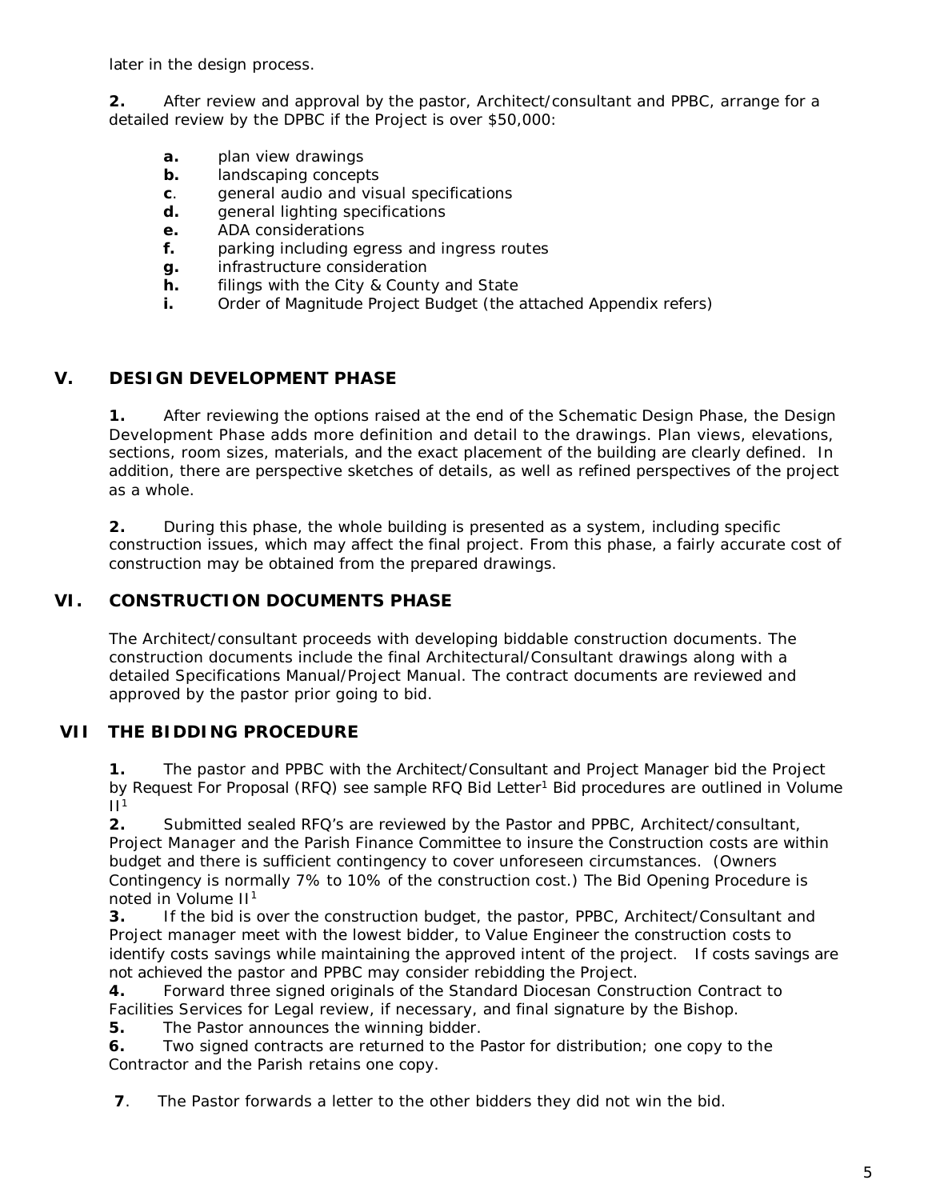later in the design process.

**2.** After review and approval by the pastor, Architect/consultant and PPBC, arrange for a detailed review by the DPBC if the Project is over $50,000:

- **a.** plan view drawings
- **b.** landscaping concepts
- **c**. general audio and visual specifications
- **d.** general lighting specifications
- **e.** ADA considerations
- **f.** parking including egress and ingress routes
- **g.** infrastructure consideration
- **h.** filings with the City & County and State
- **i.** Order of Magnitude Project Budget (the attached Appendix refers)

## V. DESIGN DEVELOPMENT PHASE

**1.** After reviewing the options raised at the end of the Schematic Design Phase, the Design Development Phase adds more definition and detail to the drawings. Plan views, elevations, sections, room sizes, materials, and the exact placement of the building are clearly defined. In addition, there are perspective sketches of details, as well as refined perspectives of the project as a whole.

**2.** During this phase, the whole building is presented as a system, including specific construction issues, which may affect the final project. From this phase, a fairly accurate cost of construction may be obtained from the prepared drawings.

## VI. CONSTRUCTION DOCUMENTS PHASE

The Architect/consultant proceeds with developing biddable construction documents. The construction documents include the final Architectural/Consultant drawings along with a detailed Specifications Manual/Project Manual. The contract documents are reviewed and approved by the pastor prior going to bid.

## VII THE BIDDING PROCEDURE

**1.** The pastor and PPBC with the Architect/Consultant and Project Manager bid the Project by Request For Proposal (RFQ) see sample RFQ Bid Letter[1] Bid procedures are outlined in Volume II[1]

**2.** Submitted sealed RFQ's are reviewed by the Pastor and PPBC, Architect/consultant, Project Manager and the Parish Finance Committee to insure the Construction costs are within budget and there is sufficient contingency to cover unforeseen circumstances. (Owners Contingency is normally 7% to 10% of the construction cost.) The Bid Opening Procedure is noted in Volume II[1]

**3.** If the bid is over the construction budget, the pastor, PPBC, Architect/Consultant and Project manager meet with the lowest bidder, to Value Engineer the construction costs to identify costs savings while maintaining the approved intent of the project. If costs savings are not achieved the pastor and PPBC may consider rebidding the Project.

**4.** Forward three signed originals of the Standard Diocesan Construction Contract to Facilities Services for Legal review, if necessary, and final signature by the Bishop.

**5.** The Pastor announces the winning bidder.

**6.** Two signed contracts are returned to the Pastor for distribution; one copy to the Contractor and the Parish retains one copy.

**7**. The Pastor forwards a letter to the other bidders they did not win the bid.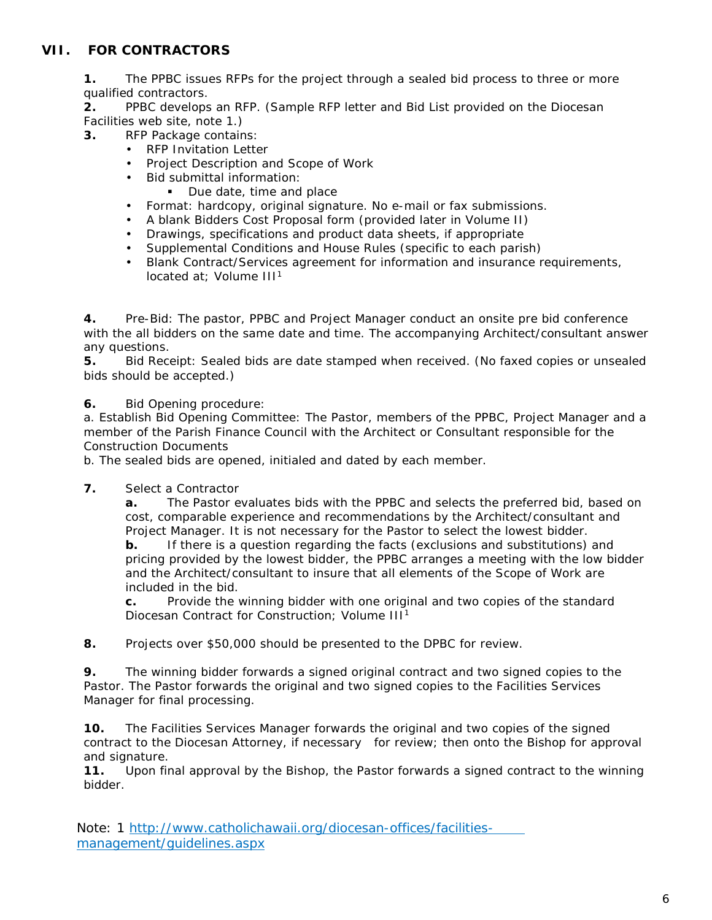## VII. FOR CONTRACTORS

**1.** The PPBC issues RFPs for the project through a sealed bid process to three or more qualified contractors.

**2.** PPBC develops an RFP. (Sample RFP letter and Bid List provided on the Diocesan Facilities web site, note 1.)

**3.** RFP Package contains:

- RFP Invitation Letter
- Project Description and Scope of Work
- Bid submittal information:
  - Due date, time and place
- Format: hardcopy, original signature. No e-mail or fax submissions.
- A blank Bidders Cost Proposal form (provided later in Volume II)
- Drawings, specifications and product data sheets, if appropriate
- Supplemental Conditions and House Rules (specific to each parish)
- Blank Contract/Services agreement for information and insurance requirements, located at; Volume III[1]

**4.** Pre-Bid: The pastor, PPBC and Project Manager conduct an onsite pre bid conference with the all bidders on the same date and time. The accompanying Architect/consultant answer any questions.

**5.** Bid Receipt: Sealed bids are date stamped when received. (No faxed copies or unsealed bids should be accepted.)

**6.** Bid Opening procedure:

a. Establish Bid Opening Committee: The Pastor, members of the PPBC, Project Manager and a member of the Parish Finance Council with the Architect or Consultant responsible for the Construction Documents

b. The sealed bids are opened, initialed and dated by each member.

**7.** Select a Contractor

**a.** The Pastor evaluates bids with the PPBC and selects the preferred bid, based on cost, comparable experience and recommendations by the Architect/consultant and Project Manager. It is not necessary for the Pastor to select the lowest bidder.

**b.** If there is a question regarding the facts (exclusions and substitutions) and pricing provided by the lowest bidder, the PPBC arranges a meeting with the low bidder and the Architect/consultant to insure that all elements of the Scope of Work are included in the bid.

**c.** Provide the winning bidder with one original and two copies of the standard Diocesan Contract for Construction; Volume III[1]

**8.** Projects over $50,000 should be presented to the DPBC for review.

**9.** The winning bidder forwards a signed original contract and two signed copies to the Pastor. The Pastor forwards the original and two signed copies to the Facilities Services Manager for final processing.

**10.** The Facilities Services Manager forwards the original and two copies of the signed contract to the Diocesan Attorney, if necessary for review; then onto the Bishop for approval and signature.

**11.** Upon final approval by the Bishop, the Pastor forwards a signed contract to the winning bidder.

Note: 1 [http://www.catholichawaii.org/diocesan-offices/facilities-management/guidelines.aspx](http://www.catholichawaii.org/diocesan-offices/facilities-management/guidelines.aspx)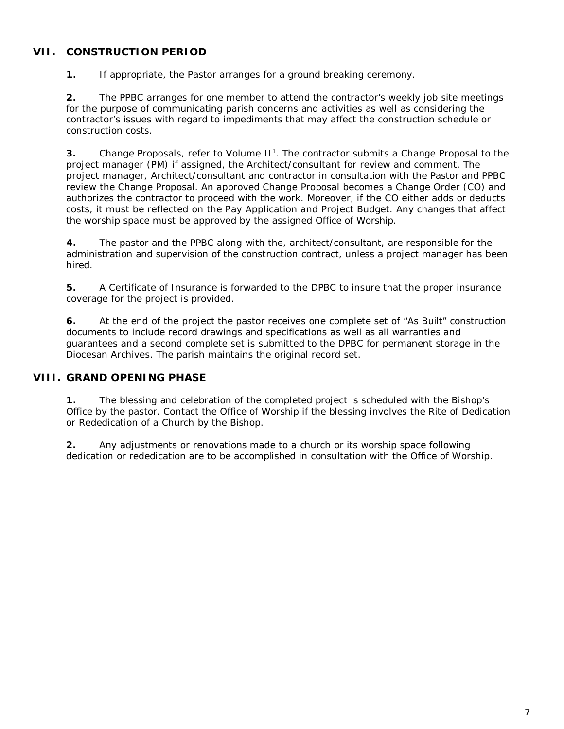## VII. CONSTRUCTION PERIOD

**1.** If appropriate, the Pastor arranges for a ground breaking ceremony.

**2.** The PPBC arranges for one member to attend the contractor's weekly job site meetings for the purpose of communicating parish concerns and activities as well as considering the contractor's issues with regard to impediments that may affect the construction schedule or construction costs.

**3.** Change Proposals, refer to Volume II[1]. The contractor submits a Change Proposal to the project manager (PM) if assigned, the Architect/consultant for review and comment. The project manager, Architect/consultant and contractor in consultation with the Pastor and PPBC review the Change Proposal. An approved Change Proposal becomes a Change Order (CO) and authorizes the contractor to proceed with the work. Moreover, if the CO either adds or deducts costs, it must be reflected on the Pay Application and Project Budget. Any changes that affect the worship space must be approved by the assigned Office of Worship.

**4.** The pastor and the PPBC along with the, architect/consultant, are responsible for the administration and supervision of the construction contract, unless a project manager has been hired.

**5.** A Certificate of Insurance is forwarded to the DPBC to insure that the proper insurance coverage for the project is provided.

**6.** At the end of the project the pastor receives one complete set of "As Built" construction documents to include record drawings and specifications as well as all warranties and guarantees and a second complete set is submitted to the DPBC for permanent storage in the Diocesan Archives. The parish maintains the original record set.

## VIII. GRAND OPENING PHASE

**1.** The blessing and celebration of the completed project is scheduled with the Bishop's Office by the pastor. Contact the Office of Worship if the blessing involves the Rite of Dedication or Rededication of a Church by the Bishop.

**2.** Any adjustments or renovations made to a church or its worship space following dedication or rededication are to be accomplished in consultation with the Office of Worship.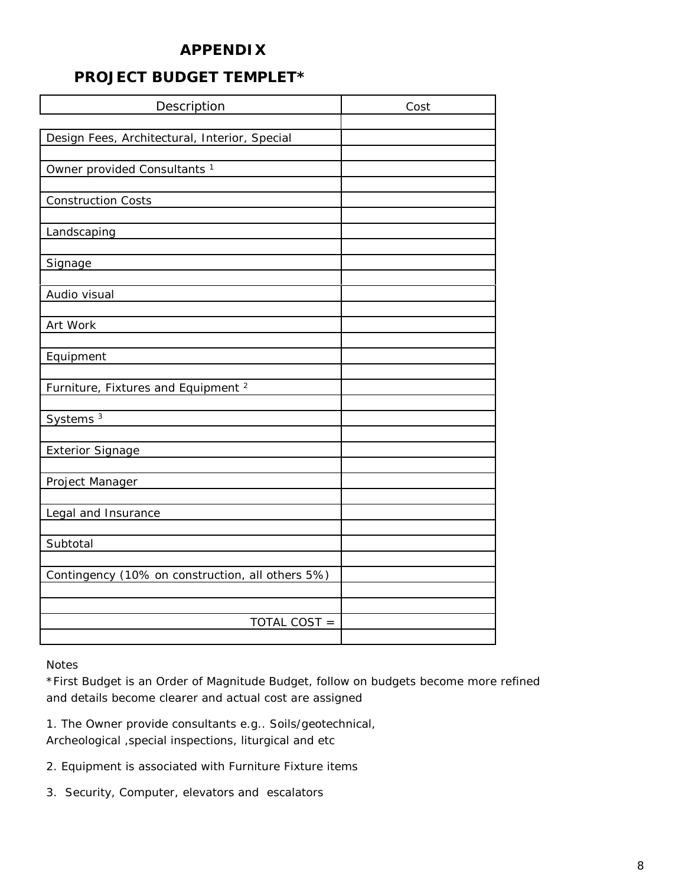## APPENDIX

## PROJECT BUDGET TEMPLET*

| Description | Cost |
|---|---|
| | |
| Design Fees, Architectural, Interior, Special | |
| | |
| Owner provided Consultants [1] | |
| | |
| Construction Costs | |
| | |
| Landscaping | |
| | |
| Signage | |
| | |
| Audio visual | |
| | |
| Art Work | |
| | |
| Equipment | |
| | |
| Furniture, Fixtures and Equipment [2] | |
| | |
| Systems [3] | |
| | |
| Exterior Signage | |
| | |
| Project Manager | |
| | |
| Legal and Insurance | |
| | |
| Subtotal | |
| | |
| Contingency (10% on construction, all others 5%) | |
| | |
| | |
| TOTAL COST = | |
| | |

Notes

*First Budget is an Order of Magnitude Budget, follow on budgets become more refined and details become clearer and actual cost are assigned

1. The Owner provide consultants e.g.. Soils/geotechnical, Archeological ,special inspections, liturgical and etc

2. Equipment is associated with Furniture Fixture items

3. Security, Computer, elevators and escalators